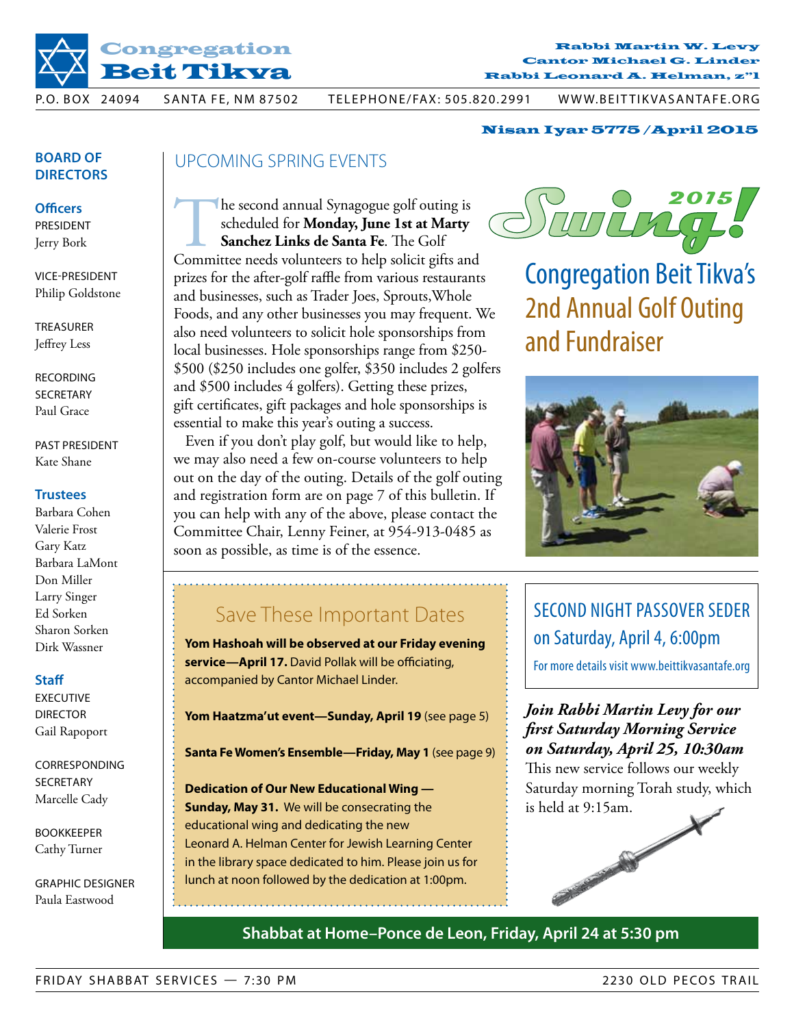# Congregation Beit Tikva

**Rabbi Martin W. Levy**
**Cantor Michael G. Linder**
**Rabbi Leonard A. Helman, z"l**

P.O. BOX 24094 SANTA FE, NM 87502 TELEPHONE/FAX: 505.820.2991 WWW.BEITTIKVASANTAFE.ORG

**Nisan Iyar 5775 / April 2015**

## UPCOMING SPRING EVENTS

The second annual Synagogue golf outing is scheduled for **Monday, June 1st at Marty Sanchez Links de Santa Fe**. The Golf Committee needs volunteers to help solicit gifts and prizes for the after-golf raffle from various restaurants and businesses, such as Trader Joes, Sprouts, Whole Foods, and any other businesses you may frequent. We also need volunteers to solicit hole sponsorships from local businesses. Hole sponsorships range from $250-$500 ($250 includes one golfer, $350 includes 2 golfers and $500 includes 4 golfers). Getting these prizes, gift certificates, gift packages and hole sponsorships is essential to make this year's outing a success.

Even if you don't play golf, but would like to help, we may also need a few on-course volunteers to help out on the day of the outing. Details of the golf outing and registration form are on page 7 of this bulletin. If you can help with any of the above, please contact the Committee Chair, Lenny Feiner, at 954-913-0485 as soon as possible, as time is of the essence.

**Swing! 2015**

### Congregation Beit Tikva's 2nd Annual Golf Outing and Fundraiser

### Save These Important Dates

**Yom Hashoah will be observed at our Friday evening service—April 17.** David Pollak will be officiating, accompanied by Cantor Michael Linder.

**Yom Haatzma'ut event—Sunday, April 19** (see page 5)

**Santa Fe Women's Ensemble—Friday, May 1** (see page 9)

**Dedication of Our New Educational Wing — Sunday, May 31.** We will be consecrating the educational wing and dedicating the new Leonard A. Helman Center for Jewish Learning Center in the library space dedicated to him. Please join us for lunch at noon followed by the dedication at 1:00pm.

### SECOND NIGHT PASSOVER SEDER on Saturday, April 4, 6:00pm

For more details visit www.beittikvasantafe.org

***Join Rabbi Martin Levy for our first Saturday Morning Service on Saturday, April 25, 10:30am***

This new service follows our weekly Saturday morning Torah study, which is held at 9:15am.

**Shabbat at Home–Ponce de Leon, Friday, April 24 at 5:30 pm**

## BOARD OF DIRECTORS

**Officers**

PRESIDENT
Jerry Bork

VICE-PRESIDENT
Philip Goldstone

TREASURER
Jeffrey Less

RECORDING SECRETARY
Paul Grace

PAST PRESIDENT
Kate Shane

**Trustees**

Barbara Cohen
Valerie Frost
Gary Katz
Barbara LaMont
Don Miller
Larry Singer
Ed Sorken
Sharon Sorken
Dirk Wassner

**Staff**

EXECUTIVE DIRECTOR
Gail Rapoport

CORRESPONDING SECRETARY
Marcelle Cady

BOOKKEEPER
Cathy Turner

GRAPHIC DESIGNER
Paula Eastwood

FRIDAY SHABBAT SERVICES — 7:30 PM 2230 OLD PECOS TRAIL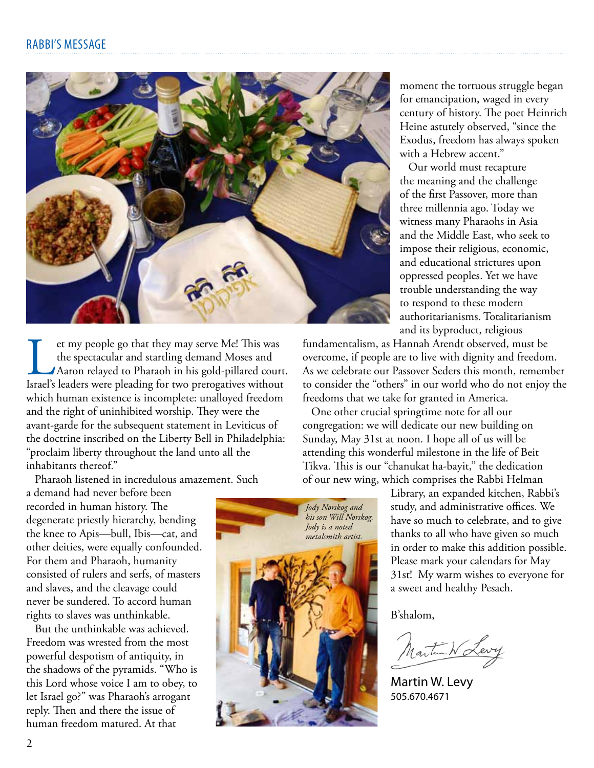## RABBI'S MESSAGE

Let my people go that they may serve Me! This was the spectacular and startling demand Moses and Aaron relayed to Pharaoh in his gold-pillared court. Israel's leaders were pleading for two prerogatives without which human existence is incomplete: unalloyed freedom and the right of uninhibited worship. They were the avant-garde for the subsequent statement in Leviticus of the doctrine inscribed on the Liberty Bell in Philadelphia: "proclaim liberty throughout the land unto all the inhabitants thereof."

Pharaoh listened in incredulous amazement. Such a demand had never before been recorded in human history. The degenerate priestly hierarchy, bending the knee to Apis—bull, Ibis—cat, and other deities, were equally confounded. For them and Pharaoh, humanity consisted of rulers and serfs, of masters and slaves, and the cleavage could never be sundered. To accord human rights to slaves was unthinkable.

But the unthinkable was achieved. Freedom was wrested from the most powerful despotism of antiquity, in the shadows of the pyramids. "Who is this Lord whose voice I am to obey, to let Israel go?" was Pharaoh's arrogant reply. Then and there the issue of human freedom matured. At that moment the tortuous struggle began for emancipation, waged in every century of history. The poet Heinrich Heine astutely observed, "since the Exodus, freedom has always spoken with a Hebrew accent."

Our world must recapture the meaning and the challenge of the first Passover, more than three millennia ago. Today we witness many Pharaohs in Asia and the Middle East, who seek to impose their religious, economic, and educational strictures upon oppressed peoples. Yet we have trouble understanding the way to respond to these modern authoritarianisms. Totalitarianism and its byproduct, religious fundamentalism, as Hannah Arendt observed, must be overcome, if people are to live with dignity and freedom. As we celebrate our Passover Seders this month, remember to consider the "others" in our world who do not enjoy the freedoms that we take for granted in America.

One other crucial springtime note for all our congregation: we will dedicate our new building on Sunday, May 31st at noon. I hope all of us will be attending this wonderful milestone in the life of Beit Tikva. This is our "chanukat ha-bayit," the dedication of our new wing, which comprises the Rabbi Helman Library, an expanded kitchen, Rabbi's study, and administrative offices. We have so much to celebrate, and to give thanks to all who have given so much in order to make this addition possible. Please mark your calendars for May 31st! My warm wishes to everyone for a sweet and healthy Pesach.

*Jody Norskog and his son Will Norskog. Jody is a noted metalsmith artist.*

B'shalom,

Martin W. Levy
505.670.4671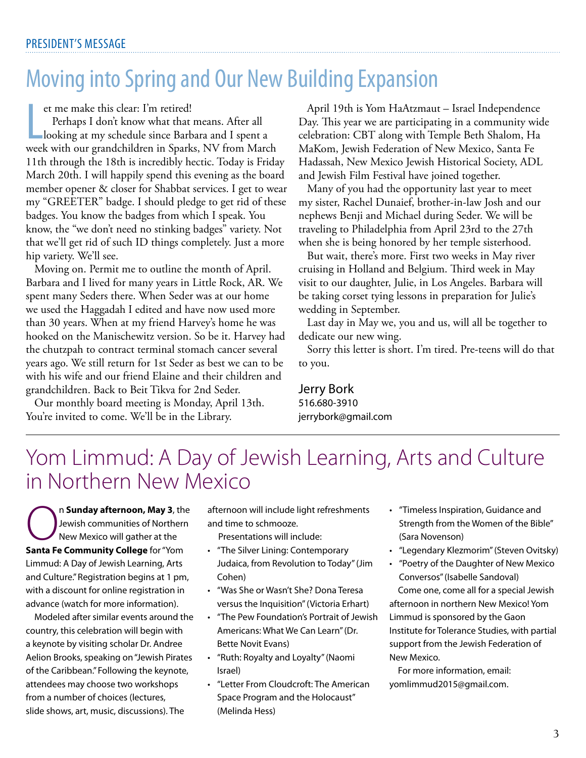PRESIDENT'S MESSAGE

# Moving into Spring and Our New Building Expansion

Let me make this clear: I'm retired!

Perhaps I don't know what that means. After all looking at my schedule since Barbara and I spent a week with our grandchildren in Sparks, NV from March 11th through the 18th is incredibly hectic. Today is Friday March 20th. I will happily spend this evening as the board member opener & closer for Shabbat services. I get to wear my "GREETER" badge. I should pledge to get rid of these badges. You know the badges from which I speak. You know, the "we don't need no stinking badges" variety. Not that we'll get rid of such ID things completely. Just a more hip variety. We'll see.

Moving on. Permit me to outline the month of April. Barbara and I lived for many years in Little Rock, AR. We spent many Seders there. When Seder was at our home we used the Haggadah I edited and have now used more than 30 years. When at my friend Harvey's home he was hooked on the Manischewitz version. So be it. Harvey had the chutzpah to contract terminal stomach cancer several years ago. We still return for 1st Seder as best we can to be with his wife and our friend Elaine and their children and grandchildren. Back to Beit Tikva for 2nd Seder.

Our monthly board meeting is Monday, April 13th. You're invited to come. We'll be in the Library.

April 19th is Yom HaAtzmaut – Israel Independence Day. This year we are participating in a community wide celebration: CBT along with Temple Beth Shalom, Ha MaKom, Jewish Federation of New Mexico, Santa Fe Hadassah, New Mexico Jewish Historical Society, ADL and Jewish Film Festival have joined together.

Many of you had the opportunity last year to meet my sister, Rachel Dunaief, brother-in-law Josh and our nephews Benji and Michael during Seder. We will be traveling to Philadelphia from April 23rd to the 27th when she is being honored by her temple sisterhood.

But wait, there's more. First two weeks in May river cruising in Holland and Belgium. Third week in May visit to our daughter, Julie, in Los Angeles. Barbara will be taking corset tying lessons in preparation for Julie's wedding in September.

Last day in May we, you and us, will all be together to dedicate our new wing.

Sorry this letter is short. I'm tired. Pre-teens will do that to you.

Jerry Bork
516.680-3910
jerrybork@gmail.com

# Yom Limmud: A Day of Jewish Learning, Arts and Culture in Northern New Mexico

On **Sunday afternoon, May 3**, the Jewish communities of Northern New Mexico will gather at the **Santa Fe Community College** for "Yom Limmud: A Day of Jewish Learning, Arts and Culture." Registration begins at 1 pm, with a discount for online registration in advance (watch for more information).

Modeled after similar events around the country, this celebration will begin with a keynote by visiting scholar Dr. Andree Aelion Brooks, speaking on "Jewish Pirates of the Caribbean." Following the keynote, attendees may choose two workshops from a number of choices (lectures, slide shows, art, music, discussions). The afternoon will include light refreshments and time to schmooze.

Presentations will include:

- "The Silver Lining: Contemporary Judaica, from Revolution to Today" (Jim Cohen)
- "Was She or Wasn't She? Dona Teresa versus the Inquisition" (Victoria Erhart)
- "The Pew Foundation's Portrait of Jewish Americans: What We Can Learn" (Dr. Bette Novit Evans)
- "Ruth: Royalty and Loyalty" (Naomi Israel)
- "Letter From Cloudcroft: The American Space Program and the Holocaust" (Melinda Hess)
- "Timeless Inspiration, Guidance and Strength from the Women of the Bible" (Sara Novenson)
- "Legendary Klezmorim" (Steven Ovitsky)
- "Poetry of the Daughter of New Mexico Conversos" (Isabelle Sandoval)

Come one, come all for a special Jewish afternoon in northern New Mexico! Yom Limmud is sponsored by the Gaon Institute for Tolerance Studies, with partial support from the Jewish Federation of New Mexico.

For more information, email: yomlimmud2015@gmail.com.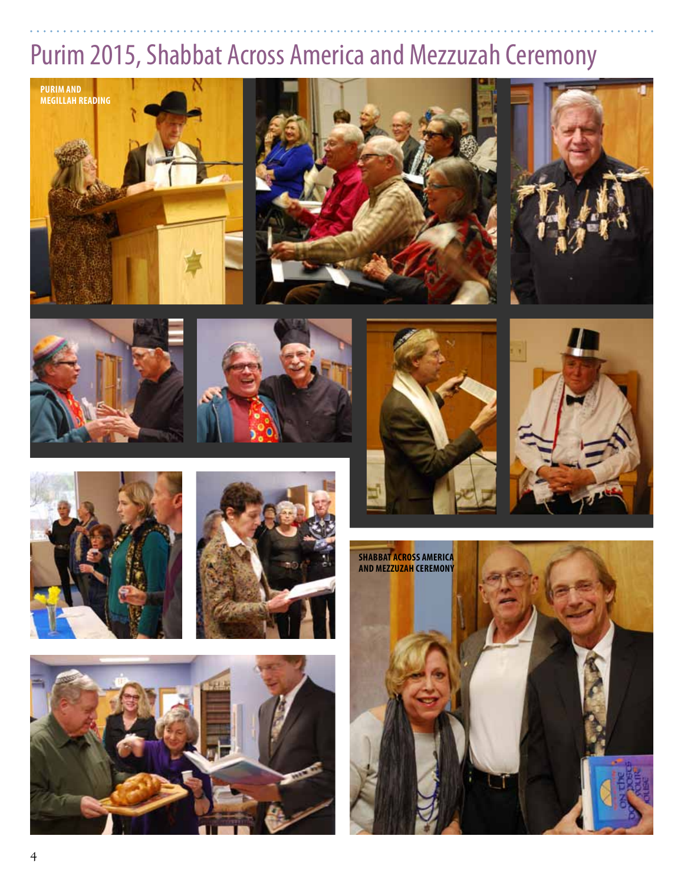# Purim 2015, Shabbat Across America and Mezzuzah Ceremony

**PURIM AND MEGILLAH READING**

**SHABBAT ACROSS AMERICA AND MEZZUZAH CEREMONY**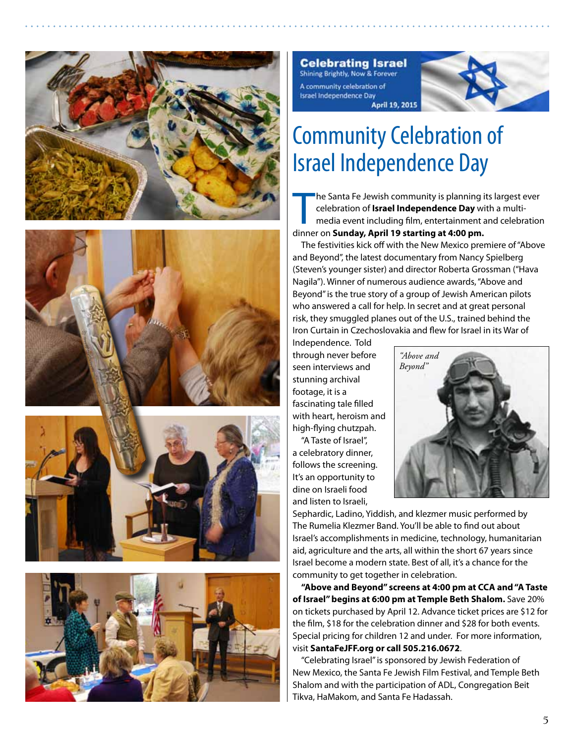**Celebrating Israel**
Shining Brightly, Now & Forever
A community celebration of Israel Independence Day
April 19, 2015

# Community Celebration of Israel Independence Day

The Santa Fe Jewish community is planning its largest ever celebration of **Israel Independence Day** with a multi-media event including film, entertainment and celebration dinner on **Sunday, April 19 starting at 4:00 pm.**

The festivities kick off with the New Mexico premiere of "Above and Beyond", the latest documentary from Nancy Spielberg (Steven's younger sister) and director Roberta Grossman ("Hava Nagila"). Winner of numerous audience awards, "Above and Beyond" is the true story of a group of Jewish American pilots who answered a call for help. In secret and at great personal risk, they smuggled planes out of the U.S., trained behind the Iron Curtain in Czechoslovakia and flew for Israel in its War of Independence. Told through never before seen interviews and stunning archival footage, it is a fascinating tale filled with heart, heroism and high-flying chutzpah.

*"Above and Beyond"*

"A Taste of Israel", a celebratory dinner, follows the screening. It's an opportunity to dine on Israeli food and listen to Israeli, Sephardic, Ladino, Yiddish, and klezmer music performed by The Rumelia Klezmer Band. You'll be able to find out about Israel's accomplishments in medicine, technology, humanitarian aid, agriculture and the arts, all within the short 67 years since Israel become a modern state. Best of all, it's a chance for the community to get together in celebration.

**"Above and Beyond" screens at 4:00 pm at CCA and "A Taste of Israel" begins at 6:00 pm at Temple Beth Shalom.** Save 20% on tickets purchased by April 12. Advance ticket prices are $12 for the film, $18 for the celebration dinner and $28 for both events. Special pricing for children 12 and under. For more information, visit **SantaFeJFF.org or call 505.216.0672**.

"Celebrating Israel" is sponsored by Jewish Federation of New Mexico, the Santa Fe Jewish Film Festival, and Temple Beth Shalom and with the participation of ADL, Congregation Beit Tikva, HaMakom, and Santa Fe Hadassah.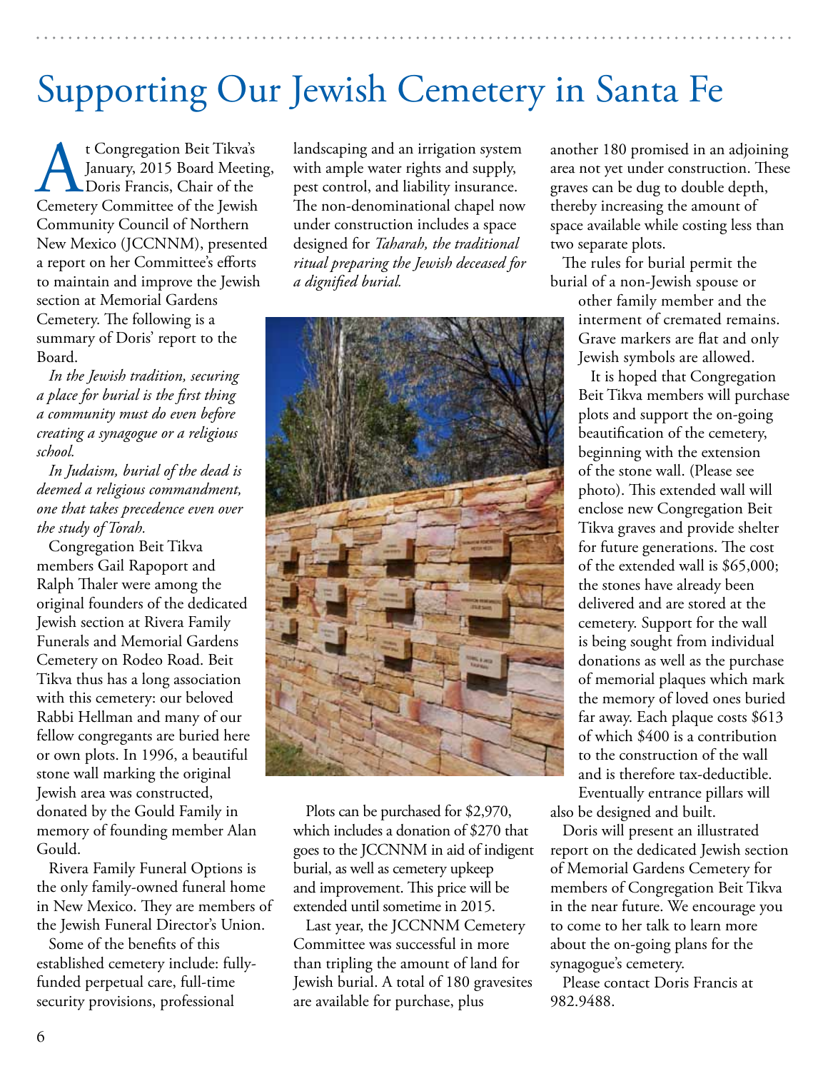# Supporting Our Jewish Cemetery in Santa Fe

At Congregation Beit Tikva's January, 2015 Board Meeting, Doris Francis, Chair of the Cemetery Committee of the Jewish Community Council of Northern New Mexico (JCCNNM), presented a report on her Committee's efforts to maintain and improve the Jewish section at Memorial Gardens Cemetery. The following is a summary of Doris' report to the Board.

*In the Jewish tradition, securing a place for burial is the first thing a community must do even before creating a synagogue or a religious school.*

*In Judaism, burial of the dead is deemed a religious commandment, one that takes precedence even over the study of Torah.*

Congregation Beit Tikva members Gail Rapoport and Ralph Thaler were among the original founders of the dedicated Jewish section at Rivera Family Funerals and Memorial Gardens Cemetery on Rodeo Road. Beit Tikva thus has a long association with this cemetery: our beloved Rabbi Hellman and many of our fellow congregants are buried here or own plots. In 1996, a beautiful stone wall marking the original Jewish area was constructed, donated by the Gould Family in memory of founding member Alan Gould.

Rivera Family Funeral Options is the only family-owned funeral home in New Mexico. They are members of the Jewish Funeral Director's Union.

Some of the benefits of this established cemetery include: fully-funded perpetual care, full-time security provisions, professional landscaping and an irrigation system with ample water rights and supply, pest control, and liability insurance. The non-denominational chapel now under construction includes a space designed for *Taharah, the traditional ritual preparing the Jewish deceased for a dignified burial.*

Plots can be purchased for $2,970, which includes a donation of $270 that goes to the JCCNNM in aid of indigent burial, as well as cemetery upkeep and improvement. This price will be extended until sometime in 2015.

Last year, the JCCNNM Cemetery Committee was successful in more than tripling the amount of land for Jewish burial. A total of 180 gravesites are available for purchase, plus another 180 promised in an adjoining area not yet under construction. These graves can be dug to double depth, thereby increasing the amount of space available while costing less than two separate plots.

The rules for burial permit the burial of a non-Jewish spouse or other family member and the interment of cremated remains. Grave markers are flat and only Jewish symbols are allowed.

It is hoped that Congregation Beit Tikva members will purchase plots and support the on-going beautification of the cemetery, beginning with the extension of the stone wall. (Please see photo). This extended wall will enclose new Congregation Beit Tikva graves and provide shelter for future generations. The cost of the extended wall is $65,000; the stones have already been delivered and are stored at the cemetery. Support for the wall is being sought from individual donations as well as the purchase of memorial plaques which mark the memory of loved ones buried far away. Each plaque costs $613 of which $400 is a contribution to the construction of the wall and is therefore tax-deductible. Eventually entrance pillars will also be designed and built.

Doris will present an illustrated report on the dedicated Jewish section of Memorial Gardens Cemetery for members of Congregation Beit Tikva in the near future. We encourage you to come to her talk to learn more about the on-going plans for the synagogue's cemetery.

Please contact Doris Francis at 982.9488.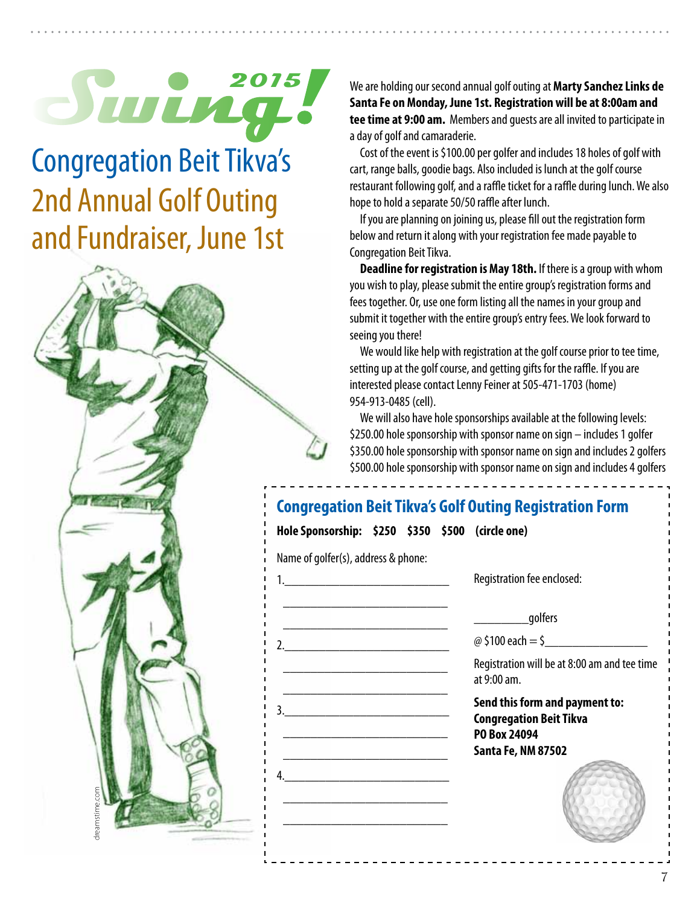# Swing! 2015

# Congregation Beit Tikva's 2nd Annual Golf Outing and Fundraiser, June 1st

We are holding our second annual golf outing at **Marty Sanchez Links de Santa Fe on Monday, June 1st. Registration will be at 8:00am and tee time at 9:00 am.** Members and guests are all invited to participate in a day of golf and camaraderie.

Cost of the event is $100.00 per golfer and includes 18 holes of golf with cart, range balls, goodie bags. Also included is lunch at the golf course restaurant following golf, and a raffle ticket for a raffle during lunch. We also hope to hold a separate 50/50 raffle after lunch.

If you are planning on joining us, please fill out the registration form below and return it along with your registration fee made payable to Congregation Beit Tikva.

**Deadline for registration is May 18th.** If there is a group with whom you wish to play, please submit the entire group's registration forms and fees together. Or, use one form listing all the names in your group and submit it together with the entire group's entry fees. We look forward to seeing you there!

We would like help with registration at the golf course prior to tee time, setting up at the golf course, and getting gifts for the raffle. If you are interested please contact Lenny Feiner at 505-471-1703 (home) 954-913-0485 (cell).

We will also have hole sponsorships available at the following levels:
$250.00 hole sponsorship with sponsor name on sign – includes 1 golfer
$350.00 hole sponsorship with sponsor name on sign and includes 2 golfers
$500.00 hole sponsorship with sponsor name on sign and includes 4 golfers

## Congregation Beit Tikva's Golf Outing Registration Form

**Hole Sponsorship: $250 $350 $500 (circle one)**

Name of golfer(s), address & phone:

1.____________________________
____________________________
____________________________

2.____________________________
____________________________
____________________________

3.____________________________
____________________________
____________________________

4.____________________________
____________________________
____________________________

Registration fee enclosed:

_________golfers

@ $100 each = $_________________

Registration will be at 8:00 am and tee time at 9:00 am.

**Send this form and payment to:**
**Congregation Beit Tikva**
**PO Box 24094**
**Santa Fe, NM 87502**

dreamstime.com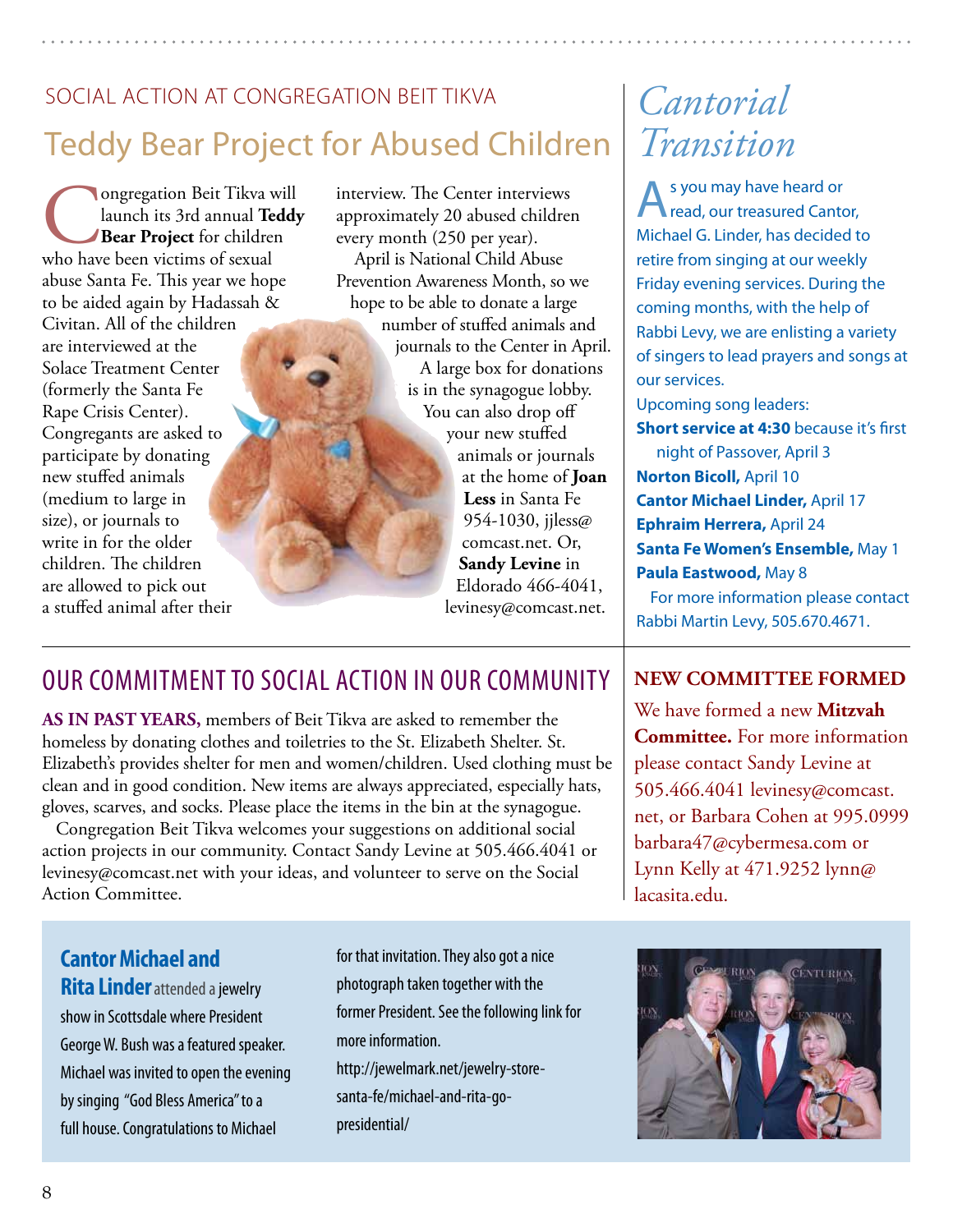## SOCIAL ACTION AT CONGREGATION BEIT TIKVA

# Teddy Bear Project for Abused Children

Congregation Beit Tikva will launch its 3rd annual **Teddy Bear Project** for children who have been victims of sexual abuse Santa Fe. This year we hope to be aided again by Hadassah & Civitan. All of the children are interviewed at the Solace Treatment Center (formerly the Santa Fe Rape Crisis Center). Congregants are asked to participate by donating new stuffed animals (medium to large in size), or journals to write in for the older children. The children are allowed to pick out a stuffed animal after their interview. The Center interviews approximately 20 abused children every month (250 per year).

April is National Child Abuse Prevention Awareness Month, so we hope to be able to donate a large number of stuffed animals and journals to the Center in April.

A large box for donations is in the synagogue lobby. You can also drop off your new stuffed animals or journals at the home of **Joan Less** in Santa Fe 954-1030, jjless@comcast.net. Or, **Sandy Levine** in Eldorado 466-4041, levinesy@comcast.net.

# *Cantorial Transition*

As you may have heard or read, our treasured Cantor, Michael G. Linder, has decided to retire from singing at our weekly Friday evening services. During the coming months, with the help of Rabbi Levy, we are enlisting a variety of singers to lead prayers and songs at our services.

Upcoming song leaders:

**Short service at 4:30** because it's first night of Passover, April 3
**Norton Bicoll,** April 10
**Cantor Michael Linder,** April 17
**Ephraim Herrera,** April 24
**Santa Fe Women's Ensemble,** May 1
**Paula Eastwood,** May 8

For more information please contact Rabbi Martin Levy, 505.670.4671.

## OUR COMMITMENT TO SOCIAL ACTION IN OUR COMMUNITY

**AS IN PAST YEARS,** members of Beit Tikva are asked to remember the homeless by donating clothes and toiletries to the St. Elizabeth Shelter. St. Elizabeth's provides shelter for men and women/children. Used clothing must be clean and in good condition. New items are always appreciated, especially hats, gloves, scarves, and socks. Please place the items in the bin at the synagogue.

Congregation Beit Tikva welcomes your suggestions on additional social action projects in our community. Contact Sandy Levine at 505.466.4041 or levinesy@comcast.net with your ideas, and volunteer to serve on the Social Action Committee.

## NEW COMMITTEE FORMED

We have formed a new **Mitzvah Committee.** For more information please contact Sandy Levine at 505.466.4041 levinesy@comcast.net, or Barbara Cohen at 995.0999 barbara47@cybermesa.com or Lynn Kelly at 471.9252 lynn@lacasita.edu.

**Cantor Michael and Rita Linder** attended a jewelry show in Scottsdale where President George W. Bush was a featured speaker. Michael was invited to open the evening by singing "God Bless America" to a full house. Congratulations to Michael for that invitation. They also got a nice photograph taken together with the former President. See the following link for more information. http://jewelmark.net/jewelry-store-santa-fe/michael-and-rita-go-presidential/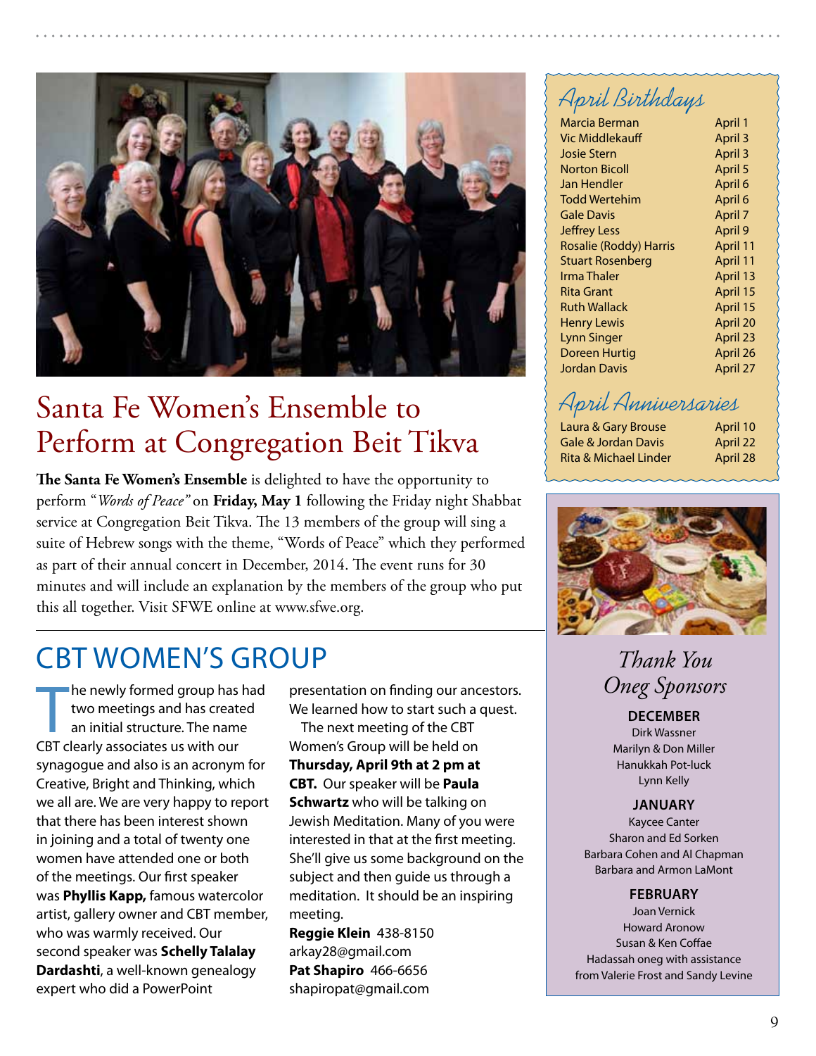# Santa Fe Women's Ensemble to Perform at Congregation Beit Tikva

**The Santa Fe Women's Ensemble** is delighted to have the opportunity to perform "*Words of Peace"* on **Friday, May 1** following the Friday night Shabbat service at Congregation Beit Tikva. The 13 members of the group will sing a suite of Hebrew songs with the theme, "Words of Peace" which they performed as part of their annual concert in December, 2014. The event runs for 30 minutes and will include an explanation by the members of the group who put this all together. Visit SFWE online at www.sfwe.org.

# CBT WOMEN'S GROUP

The newly formed group has had two meetings and has created an initial structure. The name CBT clearly associates us with our synagogue and also is an acronym for Creative, Bright and Thinking, which we all are. We are very happy to report that there has been interest shown in joining and a total of twenty one women have attended one or both of the meetings. Our first speaker was **Phyllis Kapp,** famous watercolor artist, gallery owner and CBT member, who was warmly received. Our second speaker was **Schelly Talalay Dardashti**, a well-known genealogy expert who did a PowerPoint presentation on finding our ancestors. We learned how to start such a quest.

The next meeting of the CBT Women's Group will be held on **Thursday, April 9th at 2 pm at CBT.** Our speaker will be **Paula Schwartz** who will be talking on Jewish Meditation. Many of you were interested in that at the first meeting. She'll give us some background on the subject and then guide us through a meditation. It should be an inspiring meeting.

**Reggie Klein** 438-8150
arkay28@gmail.com
**Pat Shapiro** 466-6656
shapiropat@gmail.com

## April Birthdays

| | |
|---|---|
| Marcia Berman | April 1 |
| Vic Middlekauff | April 3 |
| Josie Stern | April 3 |
| Norton Bicoll | April 5 |
| Jan Hendler | April 6 |
| Todd Wertehim | April 6 |
| Gale Davis | April 7 |
| Jeffrey Less | April 9 |
| Rosalie (Roddy) Harris | April 11 |
| Stuart Rosenberg | April 11 |
| Irma Thaler | April 13 |
| Rita Grant | April 15 |
| Ruth Wallack | April 15 |
| Henry Lewis | April 20 |
| Lynn Singer | April 23 |
| Doreen Hurtig | April 26 |
| Jordan Davis | April 27 |

## April Anniversaries

| | |
|---|---|
| Laura & Gary Brouse | April 10 |
| Gale & Jordan Davis | April 22 |
| Rita & Michael Linder | April 28 |

## *Thank You Oneg Sponsors*

**DECEMBER**
Dirk Wassner
Marilyn & Don Miller
Hanukkah Pot-luck
Lynn Kelly

**JANUARY**
Kaycee Canter
Sharon and Ed Sorken
Barbara Cohen and Al Chapman
Barbara and Armon LaMont

**FEBRUARY**
Joan Vernick
Howard Aronow
Susan & Ken Coffae
Hadassah oneg with assistance from Valerie Frost and Sandy Levine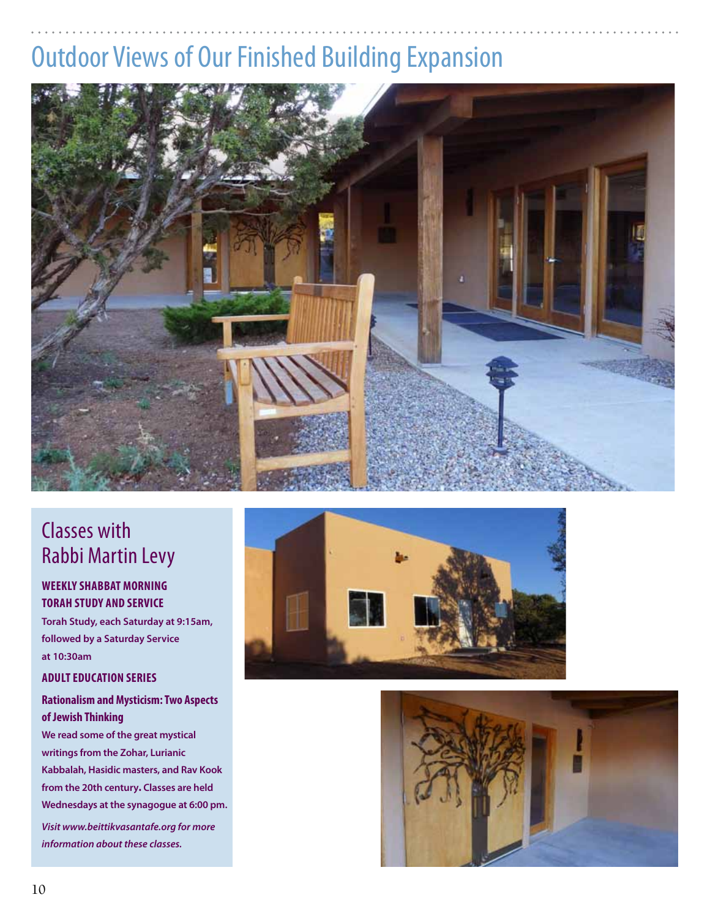# Outdoor Views of Our Finished Building Expansion

## Classes with Rabbi Martin Levy

### WEEKLY SHABBAT MORNING TORAH STUDY AND SERVICE

**Torah Study, each Saturday at 9:15am, followed by a Saturday Service at 10:30am**

### ADULT EDUCATION SERIES

### Rationalism and Mysticism: Two Aspects of Jewish Thinking

**We read some of the great mystical writings from the Zohar, Lurianic Kabbalah, Hasidic masters, and Rav Kook from the 20th century. Classes are held Wednesdays at the synagogue at 6:00 pm.**

***Visit www.beittikvasantafe.org for more information about these classes.***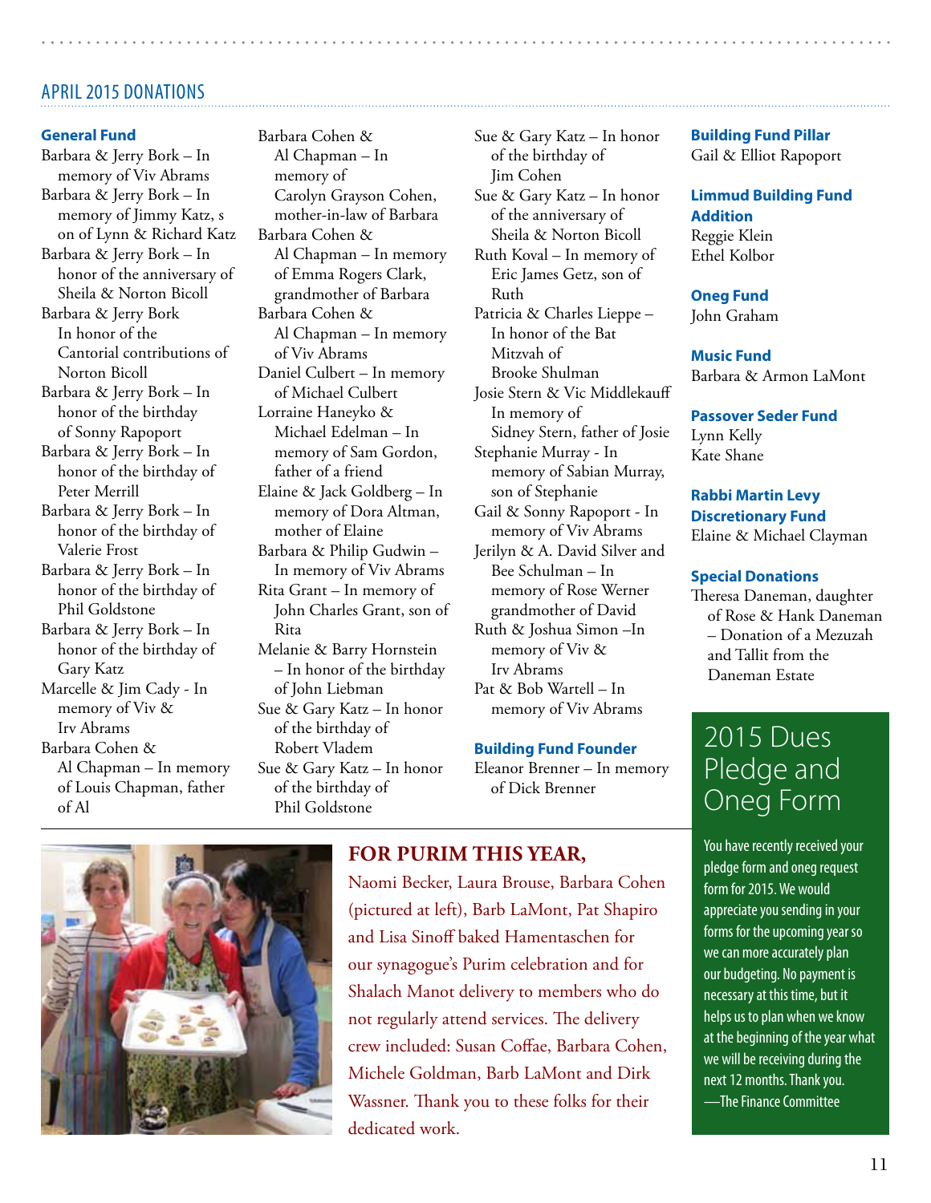## APRIL 2015 DONATIONS

### General Fund

Barbara & Jerry Bork – In memory of Viv Abrams

Barbara & Jerry Bork – In memory of Jimmy Katz, s on of Lynn & Richard Katz

Barbara & Jerry Bork – In honor of the anniversary of Sheila & Norton Bicoll

Barbara & Jerry Bork In honor of the Cantorial contributions of Norton Bicoll

Barbara & Jerry Bork – In honor of the birthday of Sonny Rapoport

Barbara & Jerry Bork – In honor of the birthday of Peter Merrill

Barbara & Jerry Bork – In honor of the birthday of Valerie Frost

Barbara & Jerry Bork – In honor of the birthday of Phil Goldstone

Barbara & Jerry Bork – In honor of the birthday of Gary Katz

Marcelle & Jim Cady - In memory of Viv & Irv Abrams

Barbara Cohen & Al Chapman – In memory of Louis Chapman, father of Al

Barbara Cohen & Al Chapman – In memory of Carolyn Grayson Cohen, mother-in-law of Barbara

Barbara Cohen & Al Chapman – In memory of Emma Rogers Clark, grandmother of Barbara

Barbara Cohen & Al Chapman – In memory of Viv Abrams

Daniel Culbert – In memory of Michael Culbert

Lorraine Haneyko & Michael Edelman – In memory of Sam Gordon, father of a friend

Elaine & Jack Goldberg – In memory of Dora Altman, mother of Elaine

Barbara & Philip Gudwin – In memory of Viv Abrams

Rita Grant – In memory of John Charles Grant, son of Rita

Melanie & Barry Hornstein – In honor of the birthday of John Liebman

Sue & Gary Katz – In honor of the birthday of Robert Vladem

Sue & Gary Katz – In honor of the birthday of Phil Goldstone

Sue & Gary Katz – In honor of the birthday of Jim Cohen

Sue & Gary Katz – In honor of the anniversary of Sheila & Norton Bicoll

Ruth Koval – In memory of Eric James Getz, son of Ruth

Patricia & Charles Lieppe – In honor of the Bat Mitzvah of Brooke Shulman

Josie Stern & Vic Middlekauff In memory of Sidney Stern, father of Josie

Stephanie Murray - In memory of Sabian Murray, son of Stephanie

Gail & Sonny Rapoport - In memory of Viv Abrams

Jerilyn & A. David Silver and Bee Schulman – In memory of Rose Werner grandmother of David

Ruth & Joshua Simon –In memory of Viv & Irv Abrams

Pat & Bob Wartell – In memory of Viv Abrams

### Building Fund Founder

Eleanor Brenner – In memory of Dick Brenner

### Building Fund Pillar

Gail & Elliot Rapoport

### Limmud Building Fund Addition

Reggie Klein

Ethel Kolbor

### Oneg Fund

John Graham

### Music Fund

Barbara & Armon LaMont

### Passover Seder Fund

Lynn Kelly

Kate Shane

### Rabbi Martin Levy Discretionary Fund

Elaine & Michael Clayman

### Special Donations

Theresa Daneman, daughter of Rose & Hank Daneman – Donation of a Mezuzah and Tallit from the Daneman Estate

## FOR PURIM THIS YEAR,

Naomi Becker, Laura Brouse, Barbara Cohen (pictured at left), Barb LaMont, Pat Shapiro and Lisa Sinoff baked Hamentaschen for our synagogue's Purim celebration and for Shalach Manot delivery to members who do not regularly attend services. The delivery crew included: Susan Coffae, Barbara Cohen, Michele Goldman, Barb LaMont and Dirk Wassner. Thank you to these folks for their dedicated work.

## 2015 Dues Pledge and Oneg Form

You have recently received your pledge form and oneg request form for 2015. We would appreciate you sending in your forms for the upcoming year so we can more accurately plan our budgeting. No payment is necessary at this time, but it helps us to plan when we know at the beginning of the year what we will be receiving during the next 12 months. Thank you.
—The Finance Committee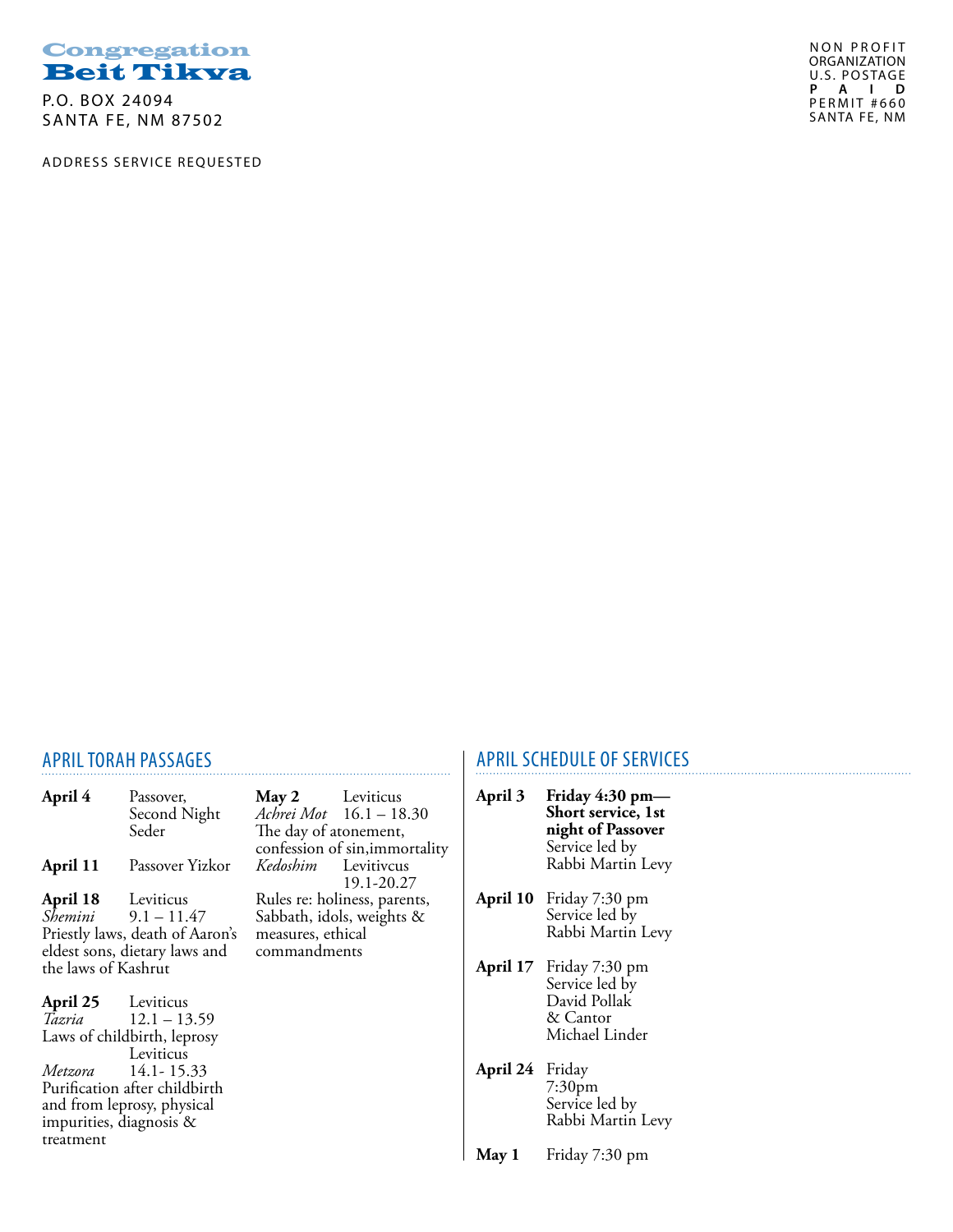**Congregation Beit Tikva**

P.O. BOX 24094
SANTA FE, NM 87502

ADDRESS SERVICE REQUESTED

NON PROFIT
ORGANIZATION
U.S. POSTAGE
**P A I D**
PERMIT #660
SANTA FE, NM

## APRIL TORAH PASSAGES

**April 4** Passover, Second Night Seder

**April 11** Passover Yizkor

**April 18** Leviticus
*Shemini* 9.1 – 11.47
Priestly laws, death of Aaron's eldest sons, dietary laws and the laws of Kashrut

**April 25** Leviticus
*Tazria* 12.1 – 13.59
Laws of childbirth, leprosy
Leviticus
*Metzora* 14.1- 15.33
Purification after childbirth and from leprosy, physical impurities, diagnosis & treatment

**May 2** Leviticus
*Achrei Mot* 16.1 – 18.30
The day of atonement, confession of sin,immortality
*Kedoshim* Levitivcus 19.1-20.27
Rules re: holiness, parents, Sabbath, idols, weights & measures, ethical commandments

## APRIL SCHEDULE OF SERVICES

**April 3** **Friday 4:30 pm— Short service, 1st night of Passover**
Service led by Rabbi Martin Levy

**April 10** Friday 7:30 pm
Service led by Rabbi Martin Levy

**April 17** Friday 7:30 pm
Service led by David Pollak & Cantor Michael Linder

**April 24** Friday 7:30pm
Service led by Rabbi Martin Levy

**May 1** Friday 7:30 pm